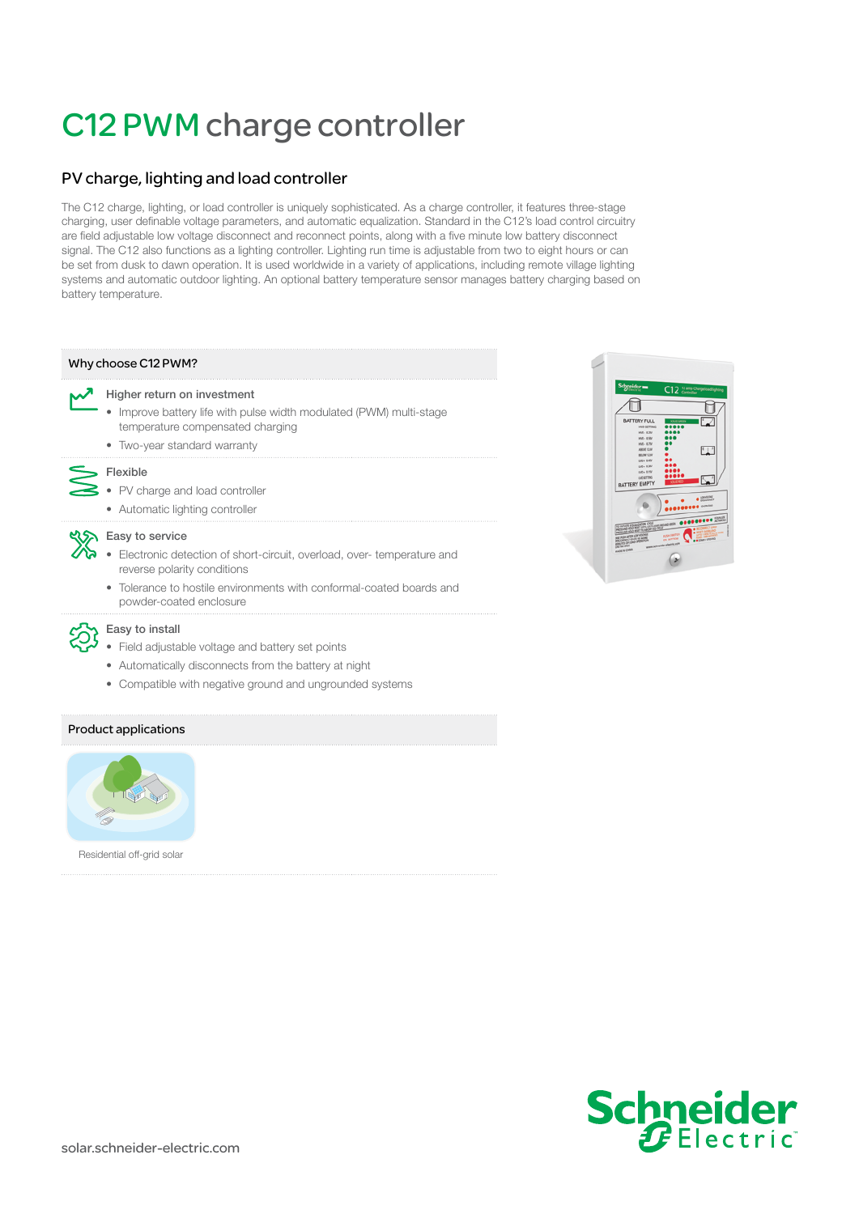# C12 PWM charge controller

## PV charge, lighting and load controller

The C12 charge, lighting, or load controller is uniquely sophisticated. As a charge controller, it features three-stage charging, user definable voltage parameters, and automatic equalization. Standard in the C12's load control circuitry are field adjustable low voltage disconnect and reconnect points, along with a five minute low battery disconnect signal. The C12 also functions as a lighting controller. Lighting run time is adjustable from two to eight hours or can be set from dusk to dawn operation. It is used worldwide in a variety of applications, including remote village lighting systems and automatic outdoor lighting. An optional battery temperature sensor manages battery charging based on battery temperature.

### Why choose C12 PWM?

**Higher return on investment**

- Improve battery life with pulse width modulated (PWM) multi-stage temperature compensated charging
- Two-year standard warranty

**Flexible**

- PV charge and load controller
- Automatic lighting controller

**Easy to service**

- Electronic detection of short-circuit, overload, over- temperature and reverse polarity conditions
- Tolerance to hostile environments with conformal-coated boards and powder-coated enclosure

**Easy to install**

- Field adjustable voltage and battery set points
- Automatically disconnects from the battery at night
- Compatible with negative ground and ungrounded systems

### Product applications

Residential off-grid solar

solar.schneider-electric.com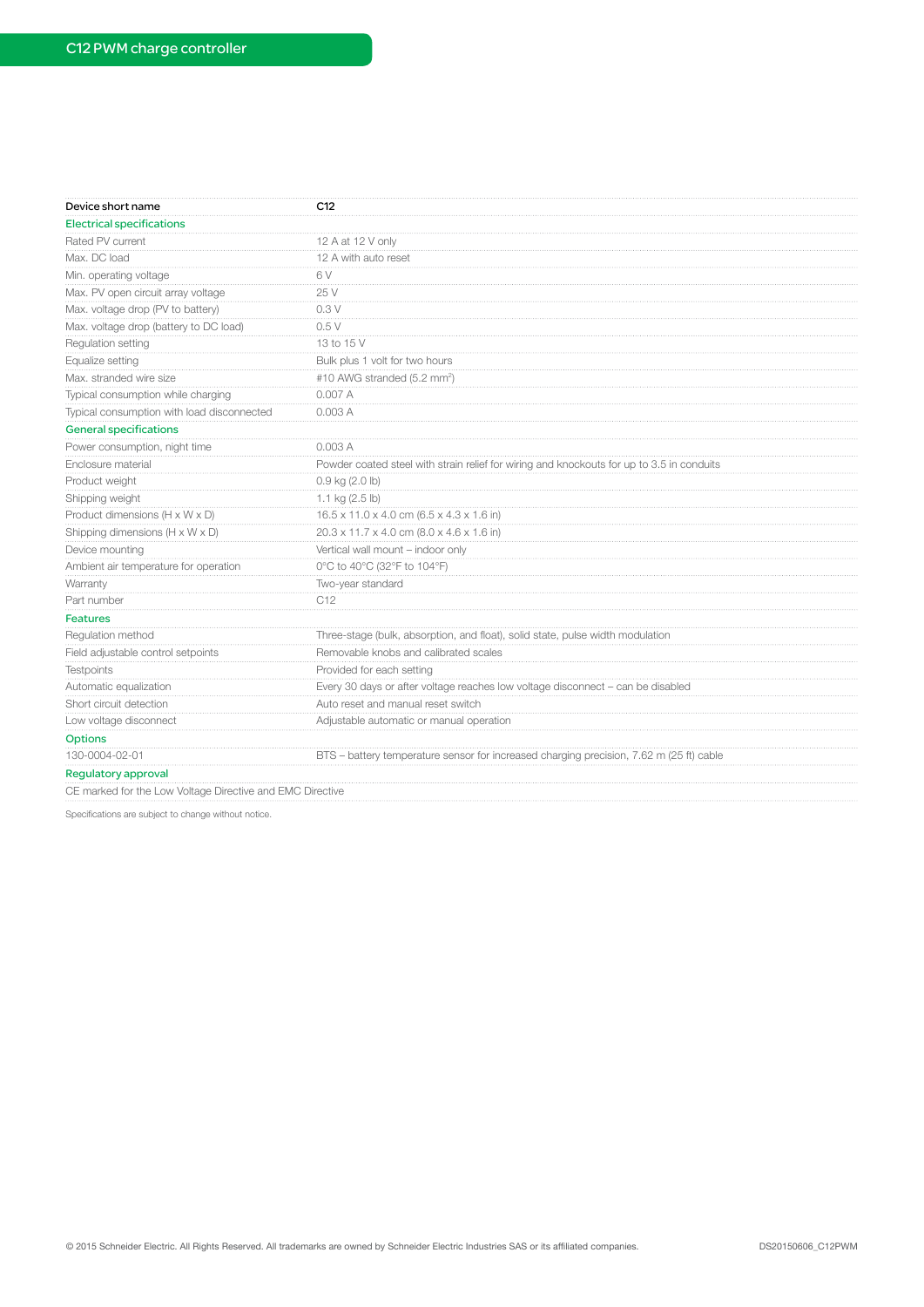# C12 PWM charge controller

| Device short name | C12 |
|---|---|
| **Electrical specifications** | |
| Rated PV current | 12 A at 12 V only |
| Max. DC load | 12 A with auto reset |
| Min. operating voltage | 6 V |
| Max. PV open circuit array voltage | 25 V |
| Max. voltage drop (PV to battery) | 0.3 V |
| Max. voltage drop (battery to DC load) | 0.5 V |
| Regulation setting | 13 to 15 V |
| Equalize setting | Bulk plus 1 volt for two hours |
| Max. stranded wire size | #10 AWG stranded (5.2 mm$^2$) |
| Typical consumption while charging | 0.007 A |
| Typical consumption with load disconnected | 0.003 A |
| **General specifications** | |
| Power consumption, night time | 0.003 A |
| Enclosure material | Powder coated steel with strain relief for wiring and knockouts for up to 3.5 in conduits |
| Product weight | 0.9 kg (2.0 lb) |
| Shipping weight | 1.1 kg (2.5 lb) |
| Product dimensions (H x W x D) | 16.5 x 11.0 x 4.0 cm (6.5 x 4.3 x 1.6 in) |
| Shipping dimensions (H x W x D) | 20.3 x 11.7 x 4.0 cm (8.0 x 4.6 x 1.6 in) |
| Device mounting | Vertical wall mount – indoor only |
| Ambient air temperature for operation | 0°C to 40°C (32°F to 104°F) |
| Warranty | Two-year standard |
| Part number | C12 |
| **Features** | |
| Regulation method | Three-stage (bulk, absorption, and float), solid state, pulse width modulation |
| Field adjustable control setpoints | Removable knobs and calibrated scales |
| Testpoints | Provided for each setting |
| Automatic equalization | Every 30 days or after voltage reaches low voltage disconnect – can be disabled |
| Short circuit detection | Auto reset and manual reset switch |
| Low voltage disconnect | Adjustable automatic or manual operation |
| **Options** | |
| 130-0004-02-01 | BTS – battery temperature sensor for increased charging precision, 7.62 m (25 ft) cable |
| **Regulatory approval** | |
| CE marked for the Low Voltage Directive and EMC Directive | |

Specifications are subject to change without notice.

© 2015 Schneider Electric. All Rights Reserved. All trademarks are owned by Schneider Electric Industries SAS or its affiliated companies. DS20150606_C12PWM